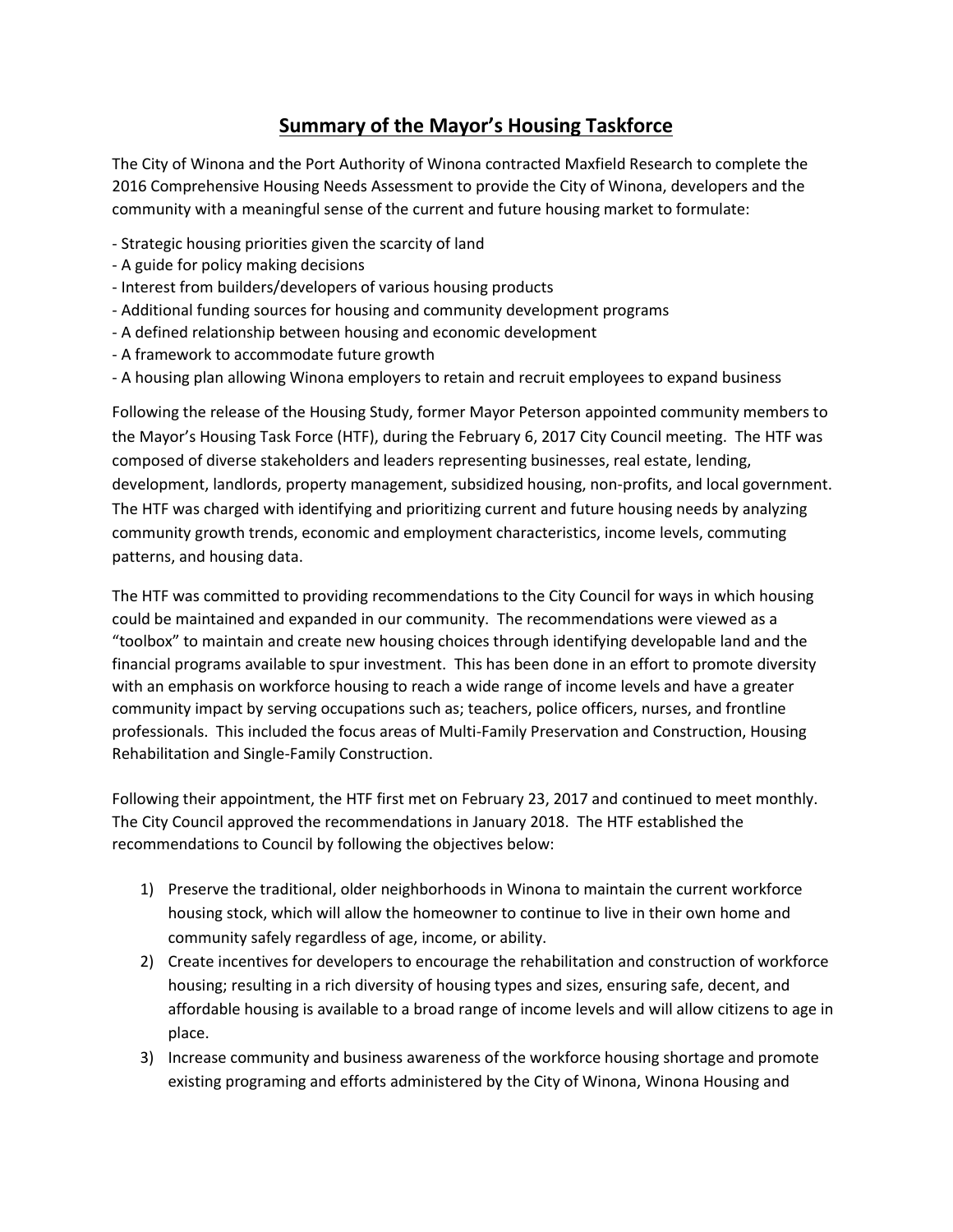# Summary of the Mayor's Housing Taskforce

The City of Winona and the Port Authority of Winona contracted Maxfield Research to complete the 2016 Comprehensive Housing Needs Assessment to provide the City of Winona, developers and the community with a meaningful sense of the current and future housing market to formulate:

- Strategic housing priorities given the scarcity of land
- A guide for policy making decisions
- Interest from builders/developers of various housing products
- Additional funding sources for housing and community development programs
- A defined relationship between housing and economic development
- A framework to accommodate future growth
- A housing plan allowing Winona employers to retain and recruit employees to expand business

Following the release of the Housing Study, former Mayor Peterson appointed community members to the Mayor's Housing Task Force (HTF), during the February 6, 2017 City Council meeting. The HTF was composed of diverse stakeholders and leaders representing businesses, real estate, lending, development, landlords, property management, subsidized housing, non-profits, and local government. The HTF was charged with identifying and prioritizing current and future housing needs by analyzing community growth trends, economic and employment characteristics, income levels, commuting patterns, and housing data.

The HTF was committed to providing recommendations to the City Council for ways in which housing could be maintained and expanded in our community. The recommendations were viewed as a "toolbox" to maintain and create new housing choices through identifying developable land and the financial programs available to spur investment. This has been done in an effort to promote diversity with an emphasis on workforce housing to reach a wide range of income levels and have a greater community impact by serving occupations such as; teachers, police officers, nurses, and frontline professionals. This included the focus areas of Multi-Family Preservation and Construction, Housing Rehabilitation and Single-Family Construction.

Following their appointment, the HTF first met on February 23, 2017 and continued to meet monthly. The City Council approved the recommendations in January 2018. The HTF established the recommendations to Council by following the objectives below:

1) Preserve the traditional, older neighborhoods in Winona to maintain the current workforce housing stock, which will allow the homeowner to continue to live in their own home and community safely regardless of age, income, or ability.
2) Create incentives for developers to encourage the rehabilitation and construction of workforce housing; resulting in a rich diversity of housing types and sizes, ensuring safe, decent, and affordable housing is available to a broad range of income levels and will allow citizens to age in place.
3) Increase community and business awareness of the workforce housing shortage and promote existing programing and efforts administered by the City of Winona, Winona Housing and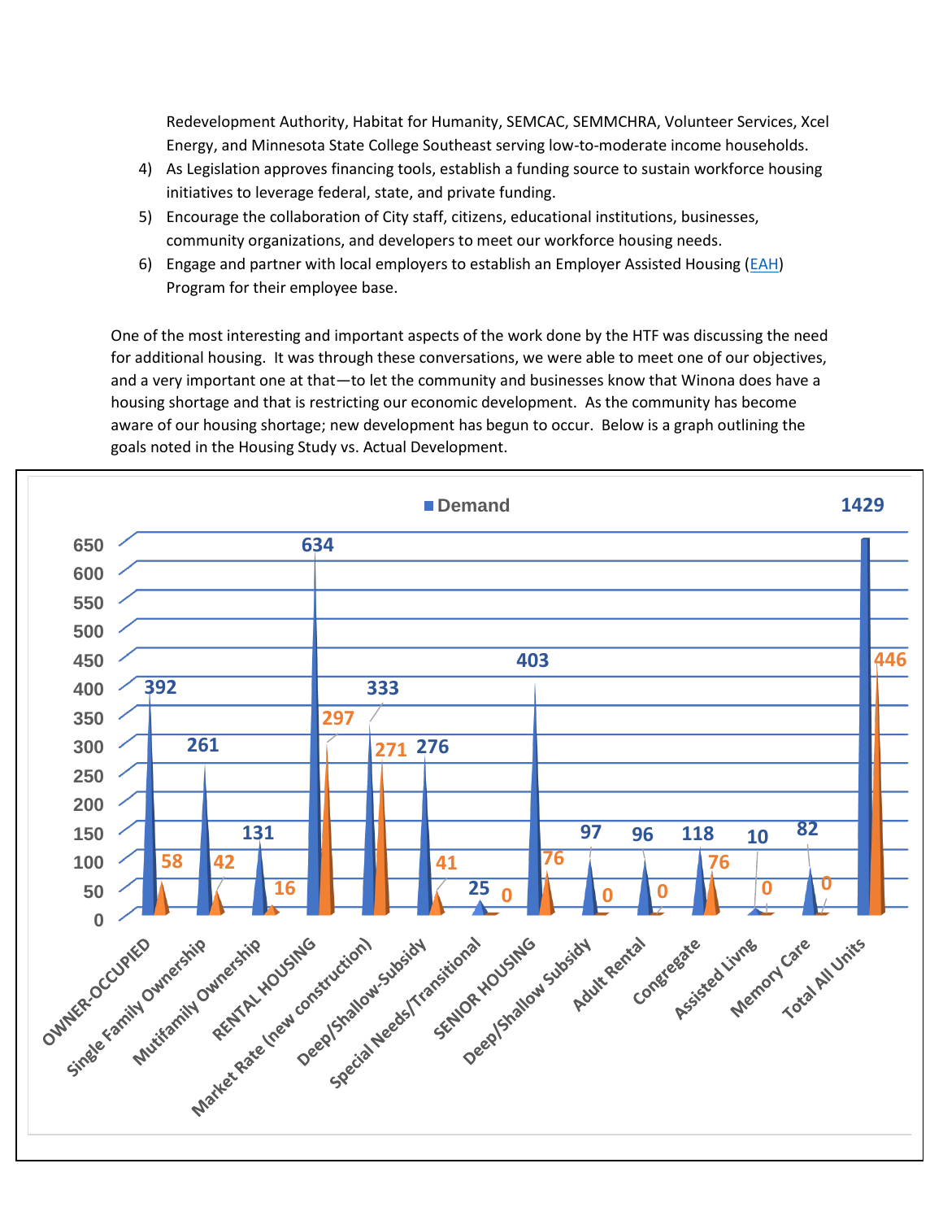Redevelopment Authority, Habitat for Humanity, SEMCAC, SEMMCHRA, Volunteer Services, Xcel Energy, and Minnesota State College Southeast serving low-to-moderate income households.

4) As Legislation approves financing tools, establish a funding source to sustain workforce housing initiatives to leverage federal, state, and private funding.
5) Encourage the collaboration of City staff, citizens, educational institutions, businesses, community organizations, and developers to meet our workforce housing needs.
6) Engage and partner with local employers to establish an Employer Assisted Housing (EAH) Program for their employee base.

One of the most interesting and important aspects of the work done by the HTF was discussing the need for additional housing. It was through these conversations, we were able to meet one of our objectives, and a very important one at that—to let the community and businesses know that Winona does have a housing shortage and that is restricting our economic development. As the community has become aware of our housing shortage; new development has begun to occur. Below is a graph outlining the goals noted in the Housing Study vs. Actual Development.

Demand

650
600
550
500
450
400
350
300
250
200
150
100
50
0

OWNER-OCCUPIED 392 58
Single Family Ownership 261 42
Mutifamily Ownership 131 16
RENTAL HOUSING 634 297
Market Rate (new construction) 333 271
Deep/Shallow-Subsidy 276 41
Special Needs/Transitional 25 0
SENIOR HOUSING 403 76
Deep/Shallow Subsidy 97 0
Adult Rental 96 0
Congregate 118 76
Assisted Living 10 0
Memory Care 82 0
Total All Units 1429 446